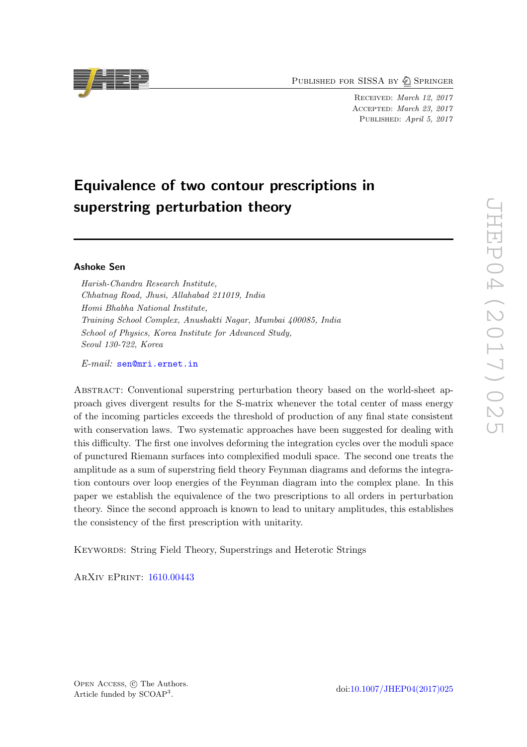Published for SISSA by Springer

Received: *March 12, 2017*
Accepted: *March 23, 2017*
Published: *April 5, 2017*

# Equivalence of two contour prescriptions in superstring perturbation theory

**Ashoke Sen**

*Harish-Chandra Research Institute,*
*Chhatnag Road, Jhusi, Allahabad 211019, India*
*Homi Bhabha National Institute,*
*Training School Complex, Anushakti Nagar, Mumbai 400085, India*
*School of Physics, Korea Institute for Advanced Study,*
*Seoul 130-722, Korea*

*E-mail:* sen@mri.ernet.in

Abstract: Conventional superstring perturbation theory based on the world-sheet approach gives divergent results for the S-matrix whenever the total center of mass energy of the incoming particles exceeds the threshold of production of any final state consistent with conservation laws. Two systematic approaches have been suggested for dealing with this difficulty. The first one involves deforming the integration cycles over the moduli space of punctured Riemann surfaces into complexified moduli space. The second one treats the amplitude as a sum of superstring field theory Feynman diagrams and deforms the integration contours over loop energies of the Feynman diagram into the complex plane. In this paper we establish the equivalence of the two prescriptions to all orders in perturbation theory. Since the second approach is known to lead to unitary amplitudes, this establishes the consistency of the first prescription with unitarity.

Keywords: String Field Theory, Superstrings and Heterotic Strings

ArXiv ePrint: 1610.00443

Open Access, © The Authors.
Article funded by SCOAP$^3$.

doi:10.1007/JHEP04(2017)025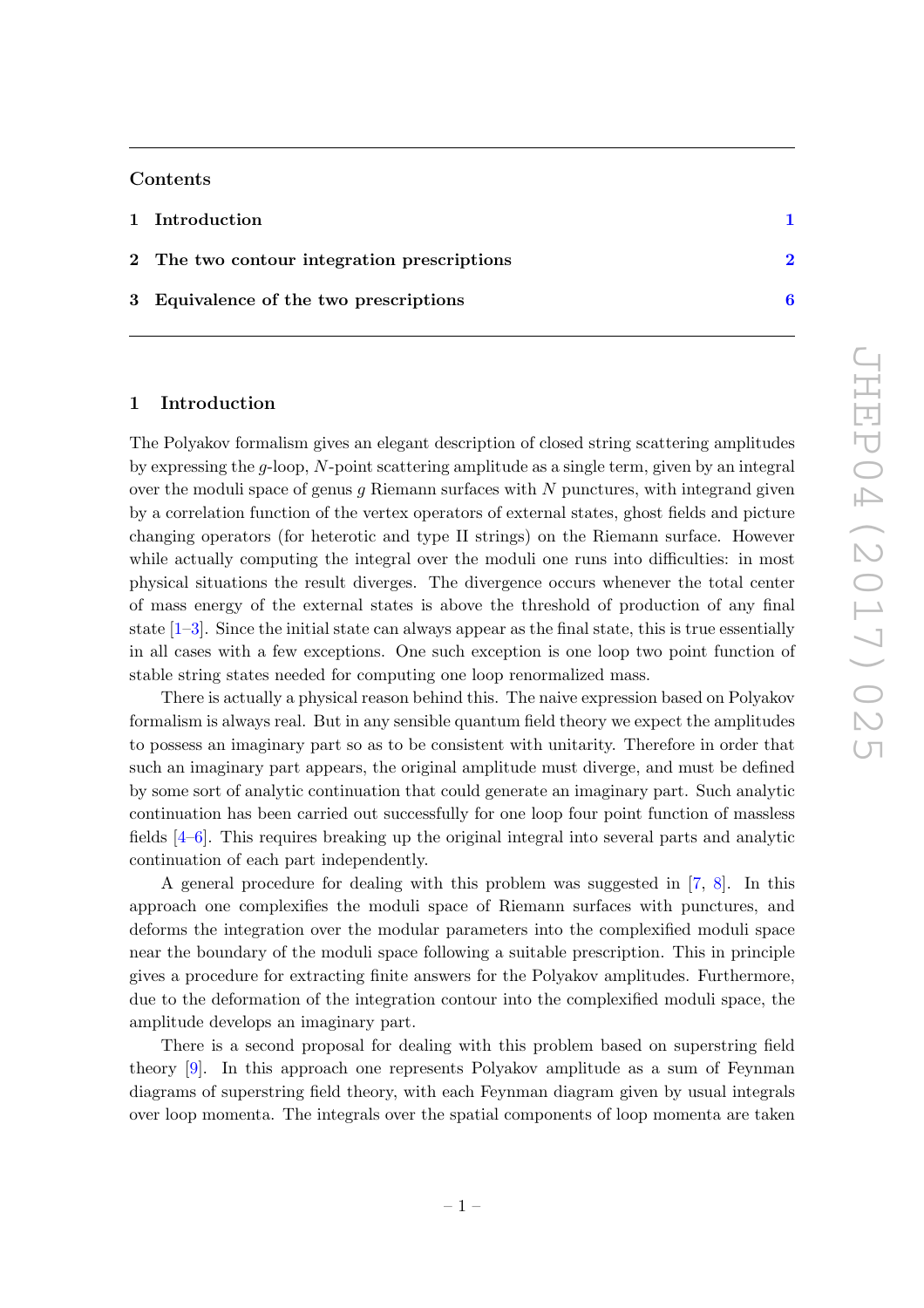## Contents

1 Introduction 1

2 The two contour integration prescriptions 2

3 Equivalence of the two prescriptions 6

# 1 Introduction

The Polyakov formalism gives an elegant description of closed string scattering amplitudes by expressing the $g$-loop, $N$-point scattering amplitude as a single term, given by an integral over the moduli space of genus $g$ Riemann surfaces with $N$ punctures, with integrand given by a correlation function of the vertex operators of external states, ghost fields and picture changing operators (for heterotic and type II strings) on the Riemann surface. However while actually computing the integral over the moduli one runs into difficulties: in most physical situations the result diverges. The divergence occurs whenever the total center of mass energy of the external states is above the threshold of production of any final state [1–3]. Since the initial state can always appear as the final state, this is true essentially in all cases with a few exceptions. One such exception is one loop two point function of stable string states needed for computing one loop renormalized mass.

There is actually a physical reason behind this. The naive expression based on Polyakov formalism is always real. But in any sensible quantum field theory we expect the amplitudes to possess an imaginary part so as to be consistent with unitarity. Therefore in order that such an imaginary part appears, the original amplitude must diverge, and must be defined by some sort of analytic continuation that could generate an imaginary part. Such analytic continuation has been carried out successfully for one loop four point function of massless fields [4–6]. This requires breaking up the original integral into several parts and analytic continuation of each part independently.

A general procedure for dealing with this problem was suggested in [7, 8]. In this approach one complexifies the moduli space of Riemann surfaces with punctures, and deforms the integration over the modular parameters into the complexified moduli space near the boundary of the moduli space following a suitable prescription. This in principle gives a procedure for extracting finite answers for the Polyakov amplitudes. Furthermore, due to the deformation of the integration contour into the complexified moduli space, the amplitude develops an imaginary part.

There is a second proposal for dealing with this problem based on superstring field theory [9]. In this approach one represents Polyakov amplitude as a sum of Feynman diagrams of superstring field theory, with each Feynman diagram given by usual integrals over loop momenta. The integrals over the spatial components of loop momenta are taken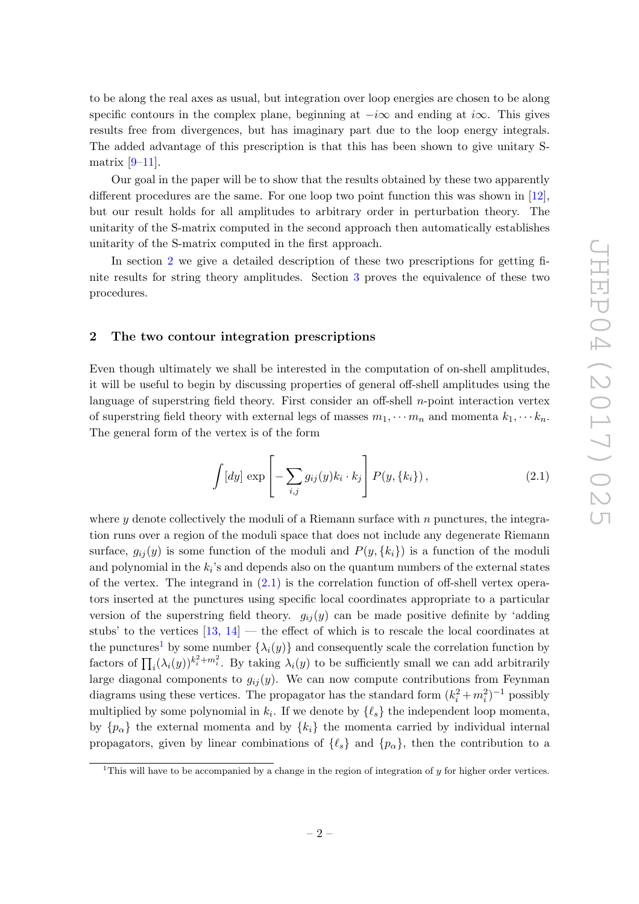to be along the real axes as usual, but integration over loop energies are chosen to be along specific contours in the complex plane, beginning at $-i\infty$ and ending at $i\infty$. This gives results free from divergences, but has imaginary part due to the loop energy integrals. The added advantage of this prescription is that this has been shown to give unitary S-matrix [9–11].

Our goal in the paper will be to show that the results obtained by these two apparently different procedures are the same. For one loop two point function this was shown in [12], but our result holds for all amplitudes to arbitrary order in perturbation theory. The unitarity of the S-matrix computed in the second approach then automatically establishes unitarity of the S-matrix computed in the first approach.

In section 2 we give a detailed description of these two prescriptions for getting finite results for string theory amplitudes. Section 3 proves the equivalence of these two procedures.

## 2 The two contour integration prescriptions

Even though ultimately we shall be interested in the computation of on-shell amplitudes, it will be useful to begin by discussing properties of general off-shell amplitudes using the language of superstring field theory. First consider an off-shell $n$-point interaction vertex of superstring field theory with external legs of masses $m_1, \cdots m_n$ and momenta $k_1, \cdots k_n$. The general form of the vertex is of the form

$$\int [dy] \, \exp\left[ -\sum_{i,j} g_{ij}(y) k_i \cdot k_j \right] P(y, \{k_i\}) \,, \tag{2.1}$$

where $y$ denote collectively the moduli of a Riemann surface with $n$ punctures, the integration runs over a region of the moduli space that does not include any degenerate Riemann surface, $g_{ij}(y)$ is some function of the moduli and $P(y, \{k_i\})$ is a function of the moduli and polynomial in the $k_i$'s and depends also on the quantum numbers of the external states of the vertex. The integrand in (2.1) is the correlation function of off-shell vertex operators inserted at the punctures using specific local coordinates appropriate to a particular version of the superstring field theory. $g_{ij}(y)$ can be made positive definite by 'adding stubs' to the vertices [13, 14] — the effect of which is to rescale the local coordinates at the punctures[1] by some number $\{\lambda_i(y)\}$ and consequently scale the correlation function by factors of $\prod_i (\lambda_i(y))^{k_i^2+m_i^2}$. By taking $\lambda_i(y)$ to be sufficiently small we can add arbitrarily large diagonal components to $g_{ij}(y)$. We can now compute contributions from Feynman diagrams using these vertices. The propagator has the standard form $(k_i^2 + m_i^2)^{-1}$ possibly multiplied by some polynomial in $k_i$. If we denote by $\{\ell_s\}$ the independent loop momenta, by $\{p_\alpha\}$ the external momenta and by $\{k_i\}$ the momenta carried by individual internal propagators, given by linear combinations of $\{\ell_s\}$ and $\{p_\alpha\}$, then the contribution to a

[1]This will have to be accompanied by a change in the region of integration of $y$ for higher order vertices.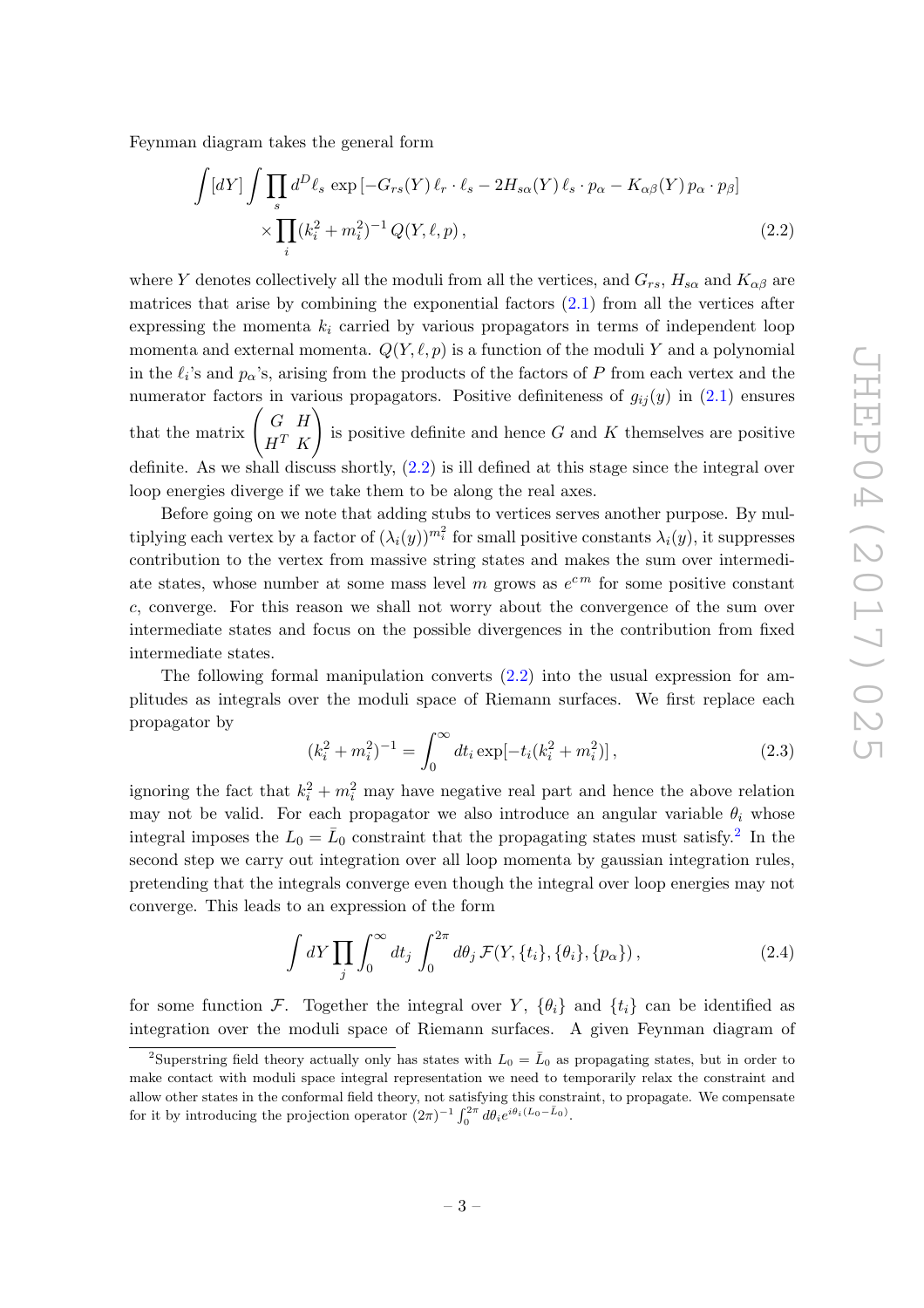Feynman diagram takes the general form

$$\int [dY] \int \prod_s d^D\ell_s \, \exp\left[-G_{rs}(Y)\, \ell_r \cdot \ell_s - 2H_{s\alpha}(Y)\, \ell_s \cdot p_\alpha - K_{\alpha\beta}(Y)\, p_\alpha \cdot p_\beta\right] \\ \times \prod_i (k_i^2 + m_i^2)^{-1}\, Q(Y, \ell, p)\,, \tag{2.2}$$

where $Y$ denotes collectively all the moduli from all the vertices, and $G_{rs}$, $H_{s\alpha}$ and $K_{\alpha\beta}$ are matrices that arise by combining the exponential factors (2.1) from all the vertices after expressing the momenta $k_i$ carried by various propagators in terms of independent loop momenta and external momenta. $Q(Y, \ell, p)$ is a function of the moduli $Y$ and a polynomial in the $\ell_i$'s and $p_\alpha$'s, arising from the products of the factors of $P$ from each vertex and the numerator factors in various propagators. Positive definiteness of $g_{ij}(y)$ in (2.1) ensures that the matrix $\begin{pmatrix} G & H \\ H^T & K \end{pmatrix}$ is positive definite and hence $G$ and $K$ themselves are positive definite. As we shall discuss shortly, (2.2) is ill defined at this stage since the integral over loop energies diverge if we take them to be along the real axes.

Before going on we note that adding stubs to vertices serves another purpose. By multiplying each vertex by a factor of $(\lambda_i(y))^{m_i^2}$ for small positive constants $\lambda_i(y)$, it suppresses contribution to the vertex from massive string states and makes the sum over intermediate states, whose number at some mass level $m$ grows as $e^{cm}$ for some positive constant $c$, converge. For this reason we shall not worry about the convergence of the sum over intermediate states and focus on the possible divergences in the contribution from fixed intermediate states.

The following formal manipulation converts (2.2) into the usual expression for amplitudes as integrals over the moduli space of Riemann surfaces. We first replace each propagator by

$$(k_i^2 + m_i^2)^{-1} = \int_0^\infty dt_i \exp[-t_i(k_i^2 + m_i^2)]\,, \tag{2.3}$$

ignoring the fact that $k_i^2 + m_i^2$ may have negative real part and hence the above relation may not be valid. For each propagator we also introduce an angular variable $\theta_i$ whose integral imposes the $L_0 = \bar{L}_0$ constraint that the propagating states must satisfy.[2] In the second step we carry out integration over all loop momenta by gaussian integration rules, pretending that the integrals converge even though the integral over loop energies may not converge. This leads to an expression of the form

$$\int dY \prod_j \int_0^\infty dt_j \int_0^{2\pi} d\theta_j \, \mathcal{F}(Y, \{t_i\}, \{\theta_i\}, \{p_\alpha\})\,, \tag{2.4}$$

for some function $\mathcal{F}$. Together the integral over $Y$, $\{\theta_i\}$ and $\{t_i\}$ can be identified as integration over the moduli space of Riemann surfaces. A given Feynman diagram of

[2] Superstring field theory actually only has states with $L_0 = \bar{L}_0$ as propagating states, but in order to make contact with moduli space integral representation we need to temporarily relax the constraint and allow other states in the conformal field theory, not satisfying this constraint, to propagate. We compensate for it by introducing the projection operator $(2\pi)^{-1} \int_0^{2\pi} d\theta_i e^{i\theta_i(L_0 - \bar{L}_0)}$.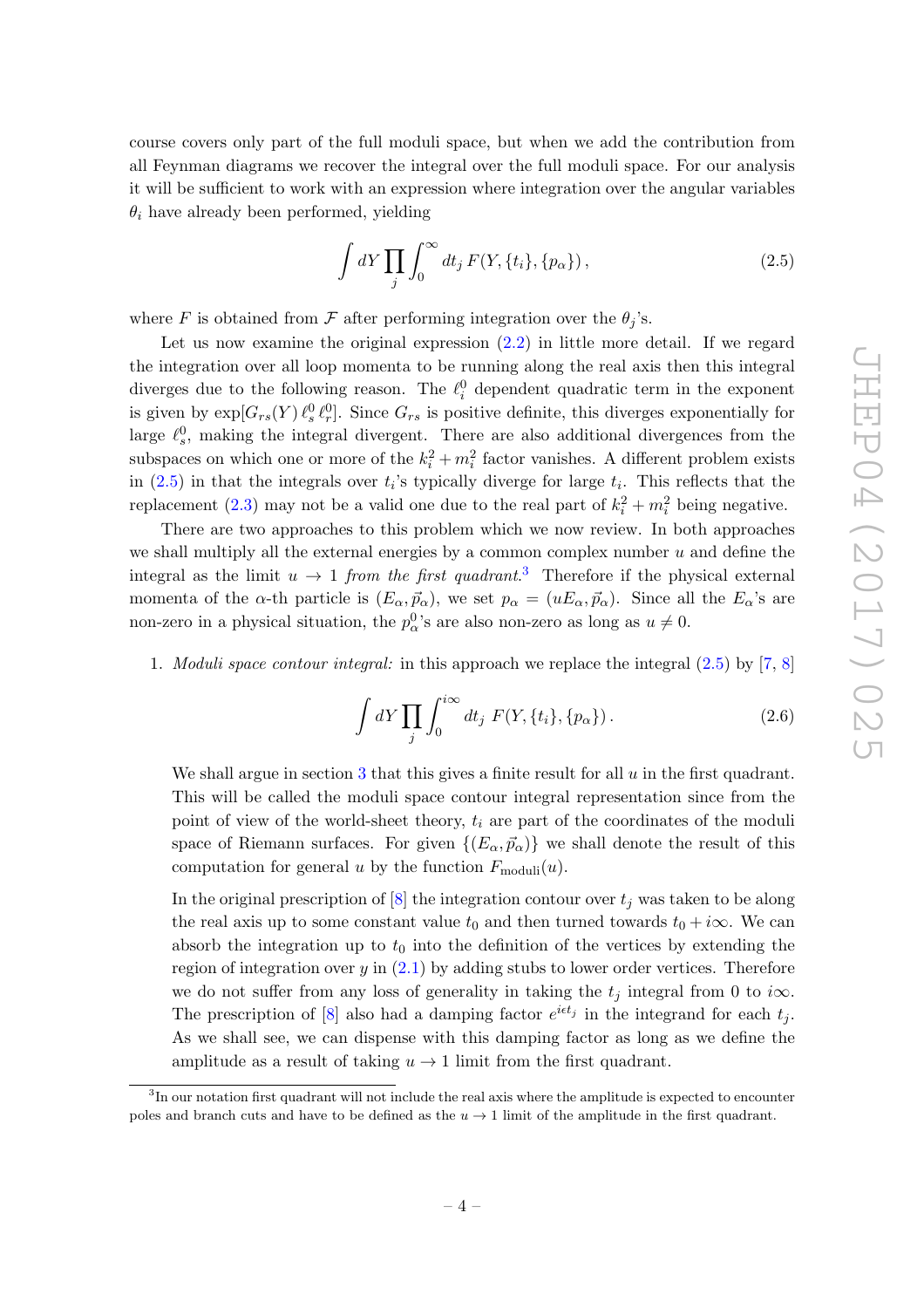course covers only part of the full moduli space, but when we add the contribution from all Feynman diagrams we recover the integral over the full moduli space. For our analysis it will be sufficient to work with an expression where integration over the angular variables $\theta_i$ have already been performed, yielding

$$\int dY \prod_j \int_0^\infty dt_j \, F(Y, \{t_i\}, \{p_\alpha\}) \,, \tag{2.5}$$

where $F$ is obtained from $\mathcal{F}$ after performing integration over the $\theta_j$'s.

Let us now examine the original expression (2.2) in little more detail. If we regard the integration over all loop momenta to be running along the real axis then this integral diverges due to the following reason. The $\ell_i^0$ dependent quadratic term in the exponent is given by $\exp[G_{rs}(Y)\, \ell_s^0\, \ell_r^0]$. Since $G_{rs}$ is positive definite, this diverges exponentially for large $\ell_s^0$, making the integral divergent. There are also additional divergences from the subspaces on which one or more of the $k_i^2 + m_i^2$ factor vanishes. A different problem exists in (2.5) in that the integrals over $t_i$'s typically diverge for large $t_i$. This reflects that the replacement (2.3) may not be a valid one due to the real part of $k_i^2 + m_i^2$ being negative.

There are two approaches to this problem which we now review. In both approaches we shall multiply all the external energies by a common complex number $u$ and define the integral as the limit $u \to 1$ *from the first quadrant*.[3] Therefore if the physical external momenta of the $\alpha$-th particle is $(E_\alpha, \vec{p}_\alpha)$, we set $p_\alpha = (uE_\alpha, \vec{p}_\alpha)$. Since all the $E_\alpha$'s are non-zero in a physical situation, the $p_\alpha^0$'s are also non-zero as long as $u \neq 0$.

1. *Moduli space contour integral:* in this approach we replace the integral (2.5) by [7, 8]

   $$\int dY \prod_j \int_0^{i\infty} dt_j \; F(Y, \{t_i\}, \{p_\alpha\}) \,. \tag{2.6}$$

   We shall argue in section 3 that this gives a finite result for all $u$ in the first quadrant. This will be called the moduli space contour integral representation since from the point of view of the world-sheet theory, $t_i$ are part of the coordinates of the moduli space of Riemann surfaces. For given $\{(E_\alpha, \vec{p}_\alpha)\}$ we shall denote the result of this computation for general $u$ by the function $F_{\text{moduli}}(u)$.

   In the original prescription of [8] the integration contour over $t_j$ was taken to be along the real axis up to some constant value $t_0$ and then turned towards $t_0 + i\infty$. We can absorb the integration up to $t_0$ into the definition of the vertices by extending the region of integration over $y$ in (2.1) by adding stubs to lower order vertices. Therefore we do not suffer from any loss of generality in taking the $t_j$ integral from 0 to $i\infty$. The prescription of [8] also had a damping factor $e^{i\epsilon t_j}$ in the integrand for each $t_j$. As we shall see, we can dispense with this damping factor as long as we define the amplitude as a result of taking $u \to 1$ limit from the first quadrant.

[3] In our notation first quadrant will not include the real axis where the amplitude is expected to encounter poles and branch cuts and have to be defined as the $u \to 1$ limit of the amplitude in the first quadrant.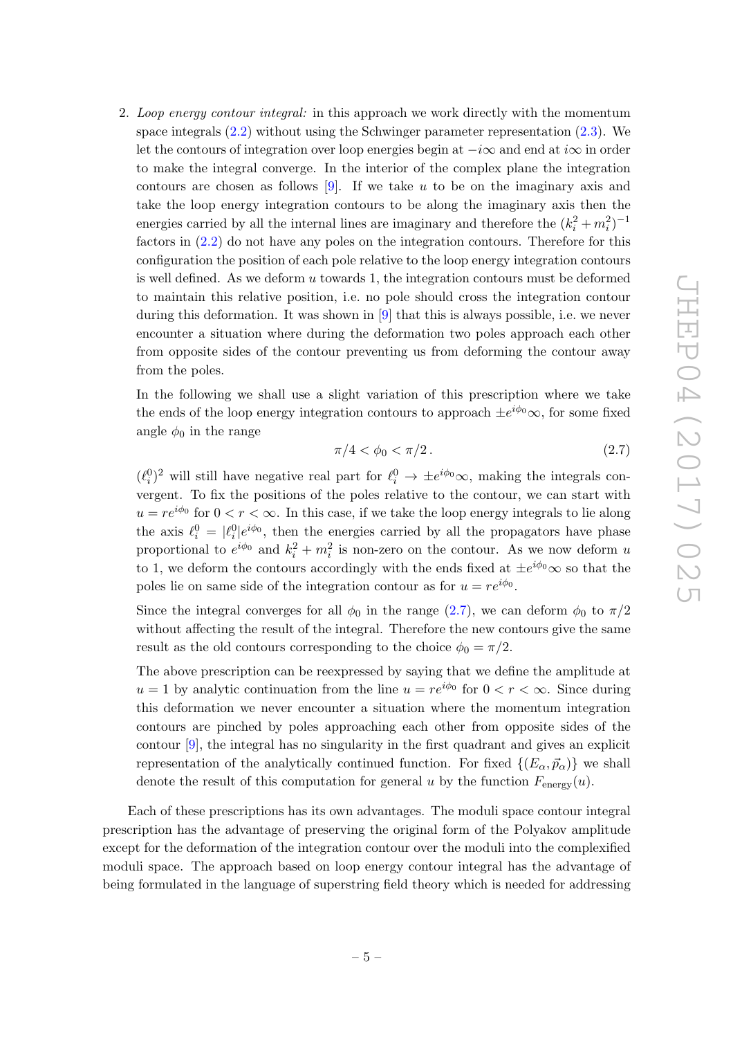2. *Loop energy contour integral:* in this approach we work directly with the momentum space integrals (2.2) without using the Schwinger parameter representation (2.3). We let the contours of integration over loop energies begin at $-i\infty$ and end at $i\infty$ in order to make the integral converge. In the interior of the complex plane the integration contours are chosen as follows [9]. If we take $u$ to be on the imaginary axis and take the loop energy integration contours to be along the imaginary axis then the energies carried by all the internal lines are imaginary and therefore the $(k_i^2 + m_i^2)^{-1}$ factors in (2.2) do not have any poles on the integration contours. Therefore for this configuration the position of each pole relative to the loop energy integration contours is well defined. As we deform $u$ towards 1, the integration contours must be deformed to maintain this relative position, i.e. no pole should cross the integration contour during this deformation. It was shown in [9] that this is always possible, i.e. we never encounter a situation where during the deformation two poles approach each other from opposite sides of the contour preventing us from deforming the contour away from the poles.

   In the following we shall use a slight variation of this prescription where we take the ends of the loop energy integration contours to approach $\pm e^{i\phi_0}\infty$, for some fixed angle $\phi_0$ in the range

$$\pi/4 < \phi_0 < \pi/2 \, . \tag{2.7}$$

   $(\ell_i^0)^2$ will still have negative real part for $\ell_i^0 \to \pm e^{i\phi_0}\infty$, making the integrals convergent. To fix the positions of the poles relative to the contour, we can start with $u = re^{i\phi_0}$ for $0 < r < \infty$. In this case, if we take the loop energy integrals to lie along the axis $\ell_i^0 = |\ell_i^0| e^{i\phi_0}$, then the energies carried by all the propagators have phase proportional to $e^{i\phi_0}$ and $k_i^2 + m_i^2$ is non-zero on the contour. As we now deform $u$ to 1, we deform the contours accordingly with the ends fixed at $\pm e^{i\phi_0}\infty$ so that the poles lie on same side of the integration contour as for $u = re^{i\phi_0}$.

   Since the integral converges for all $\phi_0$ in the range (2.7), we can deform $\phi_0$ to $\pi/2$ without affecting the result of the integral. Therefore the new contours give the same result as the old contours corresponding to the choice $\phi_0 = \pi/2$.

   The above prescription can be reexpressed by saying that we define the amplitude at $u = 1$ by analytic continuation from the line $u = re^{i\phi_0}$ for $0 < r < \infty$. Since during this deformation we never encounter a situation where the momentum integration contours are pinched by poles approaching each other from opposite sides of the contour [9], the integral has no singularity in the first quadrant and gives an explicit representation of the analytically continued function. For fixed $\{(E_\alpha, \vec{p}_\alpha)\}$ we shall denote the result of this computation for general $u$ by the function $F_{\text{energy}}(u)$.

Each of these prescriptions has its own advantages. The moduli space contour integral prescription has the advantage of preserving the original form of the Polyakov amplitude except for the deformation of the integration contour over the moduli into the complexified moduli space. The approach based on loop energy contour integral has the advantage of being formulated in the language of superstring field theory which is needed for addressing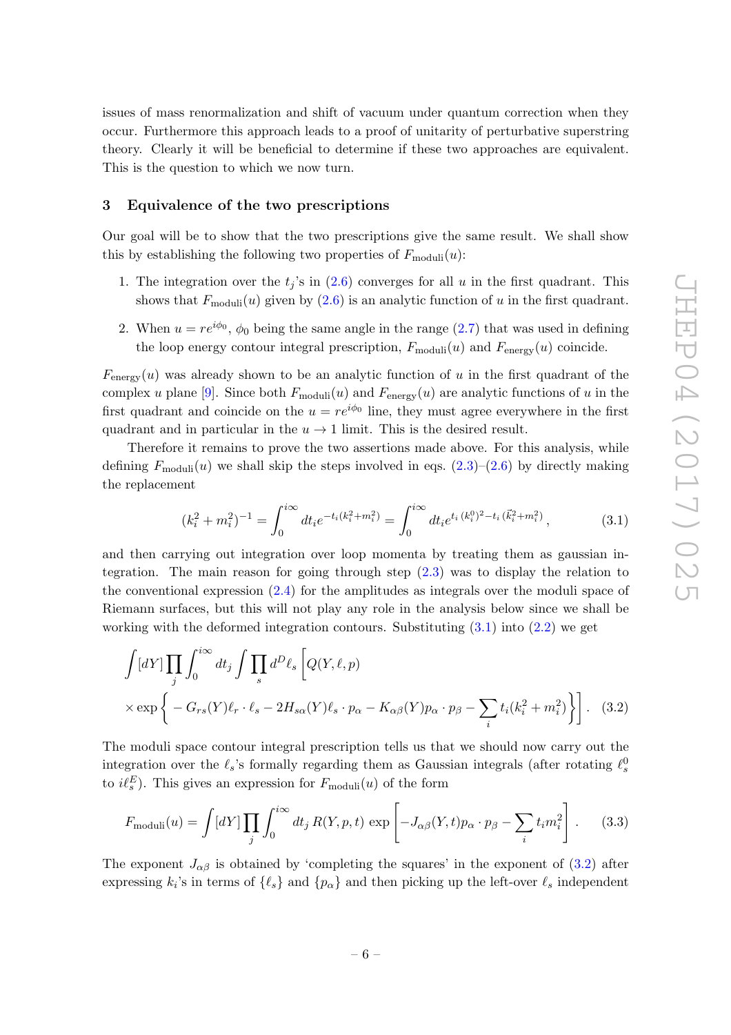issues of mass renormalization and shift of vacuum under quantum correction when they occur. Furthermore this approach leads to a proof of unitarity of perturbative superstring theory. Clearly it will be beneficial to determine if these two approaches are equivalent. This is the question to which we now turn.

## 3 Equivalence of the two prescriptions

Our goal will be to show that the two prescriptions give the same result. We shall show this by establishing the following two properties of $F_{\rm moduli}(u)$:

1. The integration over the $t_j$'s in (2.6) converges for all $u$ in the first quadrant. This shows that $F_{\rm moduli}(u)$ given by (2.6) is an analytic function of $u$ in the first quadrant.
2. When $u = re^{i\phi_0}$, $\phi_0$ being the same angle in the range (2.7) that was used in defining the loop energy contour integral prescription, $F_{\rm moduli}(u)$ and $F_{\rm energy}(u)$ coincide.

$F_{\rm energy}(u)$ was already shown to be an analytic function of $u$ in the first quadrant of the complex $u$ plane [9]. Since both $F_{\rm moduli}(u)$ and $F_{\rm energy}(u)$ are analytic functions of $u$ in the first quadrant and coincide on the $u = re^{i\phi_0}$ line, they must agree everywhere in the first quadrant and in particular in the $u \to 1$ limit. This is the desired result.

Therefore it remains to prove the two assertions made above. For this analysis, while defining $F_{\rm moduli}(u)$ we shall skip the steps involved in eqs. (2.3)–(2.6) by directly making the replacement

$$(k_i^2 + m_i^2)^{-1} = \int_0^{i\infty} dt_i e^{-t_i(k_i^2+m_i^2)} = \int_0^{i\infty} dt_i e^{t_i\,(k_i^0)^2 - t_i\,(\vec{k}_i^2+m_i^2)}\,, \tag{3.1}$$

and then carrying out integration over loop momenta by treating them as gaussian integration. The main reason for going through step (2.3) was to display the relation to the conventional expression (2.4) for the amplitudes as integrals over the moduli space of Riemann surfaces, but this will not play any role in the analysis below since we shall be working with the deformed integration contours. Substituting (3.1) into (2.2) we get

$$\begin{aligned}&\int [dY] \prod_j \int_0^{i\infty} dt_j \int \prod_s d^D \ell_s \Big[ Q(Y,\ell,p) \\ &\times \exp\Big\{ - G_{rs}(Y)\ell_r\cdot\ell_s - 2H_{s\alpha}(Y)\ell_s\cdot p_\alpha - K_{\alpha\beta}(Y)p_\alpha\cdot p_\beta - \sum_i t_i(k_i^2+m_i^2)\Big\}\Big]\,. \end{aligned} \tag{3.2}$$

The moduli space contour integral prescription tells us that we should now carry out the integration over the $\ell_s$'s formally regarding them as Gaussian integrals (after rotating $\ell_s^0$ to $i\ell_s^E$). This gives an expression for $F_{\rm moduli}(u)$ of the form

$$F_{\rm moduli}(u) = \int [dY] \prod_j \int_0^{i\infty} dt_j\, R(Y,p,t)\, \exp\left[ -J_{\alpha\beta}(Y,t) p_\alpha\cdot p_\beta - \sum_i t_i m_i^2 \right]. \tag{3.3}$$

The exponent $J_{\alpha\beta}$ is obtained by 'completing the squares' in the exponent of (3.2) after expressing $k_i$'s in terms of $\{\ell_s\}$ and $\{p_\alpha\}$ and then picking up the left-over $\ell_s$ independent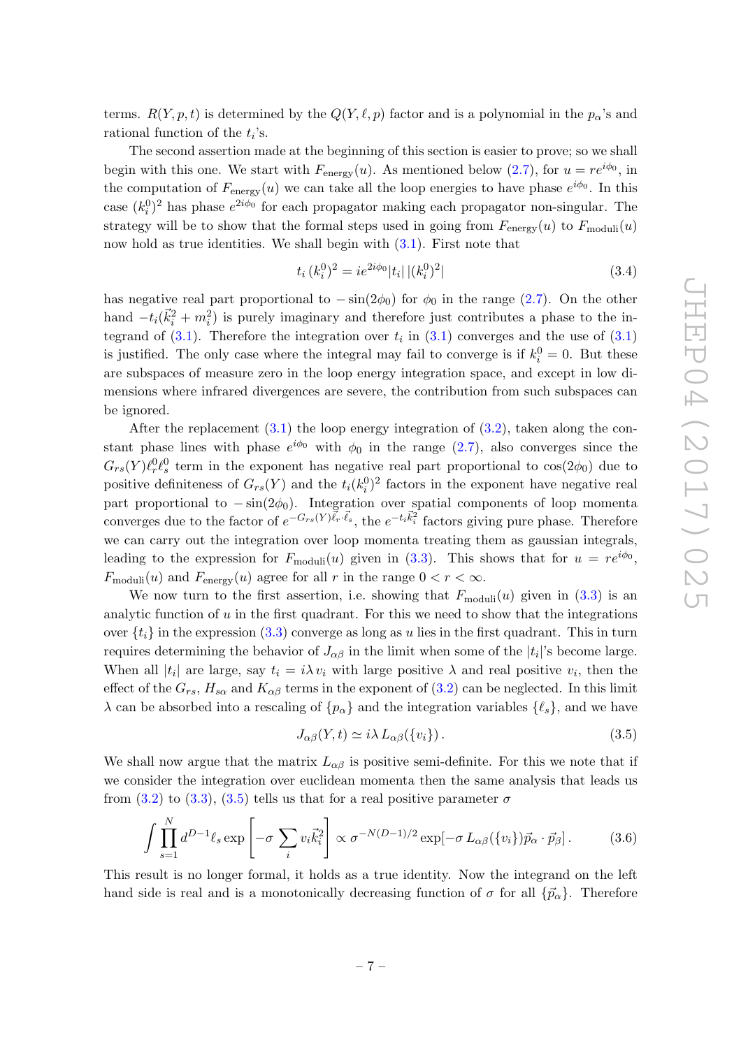terms. $R(Y,p,t)$ is determined by the $Q(Y,\ell,p)$ factor and is a polynomial in the $p_\alpha$'s and rational function of the $t_i$'s.

The second assertion made at the beginning of this section is easier to prove; so we shall begin with this one. We start with $F_{\rm energy}(u)$. As mentioned below (2.7), for $u = re^{i\phi_0}$, in the computation of $F_{\rm energy}(u)$ we can take all the loop energies to have phase $e^{i\phi_0}$. In this case $(k_i^0)^2$ has phase $e^{2i\phi_0}$ for each propagator making each propagator non-singular. The strategy will be to show that the formal steps used in going from $F_{\rm energy}(u)$ to $F_{\rm moduli}(u)$ now hold as true identities. We shall begin with (3.1). First note that

$$t_i\,(k_i^0)^2 = ie^{2i\phi_0}|t_i|\,|(k_i^0)^2| \tag{3.4}$$

has negative real part proportional to $-\sin(2\phi_0)$ for $\phi_0$ in the range (2.7). On the other hand $-t_i(\vec{k}_i^2 + m_i^2)$ is purely imaginary and therefore just contributes a phase to the integrand of (3.1). Therefore the integration over $t_i$ in (3.1) converges and the use of (3.1) is justified. The only case where the integral may fail to converge is if $k_i^0 = 0$. But these are subspaces of measure zero in the loop energy integration space, and except in low dimensions where infrared divergences are severe, the contribution from such subspaces can be ignored.

After the replacement (3.1) the loop energy integration of (3.2), taken along the constant phase lines with phase $e^{i\phi_0}$ with $\phi_0$ in the range (2.7), also converges since the $G_{rs}(Y)\ell_r^0\ell_s^0$ term in the exponent has negative real part proportional to $\cos(2\phi_0)$ due to positive definiteness of $G_{rs}(Y)$ and the $t_i(k_i^0)^2$ factors in the exponent have negative real part proportional to $-\sin(2\phi_0)$. Integration over spatial components of loop momenta converges due to the factor of $e^{-G_{rs}(Y)\vec{\ell}_r\cdot\vec{\ell}_s}$, the $e^{-t_i\vec{k}_i^2}$ factors giving pure phase. Therefore we can carry out the integration over loop momenta treating them as gaussian integrals, leading to the expression for $F_{\rm moduli}(u)$ given in (3.3). This shows that for $u = re^{i\phi_0}$, $F_{\rm moduli}(u)$ and $F_{\rm energy}(u)$ agree for all $r$ in the range $0 < r < \infty$.

We now turn to the first assertion, i.e. showing that $F_{\rm moduli}(u)$ given in (3.3) is an analytic function of $u$ in the first quadrant. For this we need to show that the integrations over $\{t_i\}$ in the expression (3.3) converge as long as $u$ lies in the first quadrant. This in turn requires determining the behavior of $J_{\alpha\beta}$ in the limit when some of the $|t_i|$'s become large. When all $|t_i|$ are large, say $t_i = i\lambda\, v_i$ with large positive $\lambda$ and real positive $v_i$, then the effect of the $G_{rs}$, $H_{s\alpha}$ and $K_{\alpha\beta}$ terms in the exponent of (3.2) can be neglected. In this limit $\lambda$ can be absorbed into a rescaling of $\{p_\alpha\}$ and the integration variables $\{\ell_s\}$, and we have

$$J_{\alpha\beta}(Y,t) \simeq i\lambda\, L_{\alpha\beta}(\{v_i\})\,. \tag{3.5}$$

We shall now argue that the matrix $L_{\alpha\beta}$ is positive semi-definite. For this we note that if we consider the integration over euclidean momenta then the same analysis that leads us from (3.2) to (3.3), (3.5) tells us that for a real positive parameter $\sigma$

$$\int \prod_{s=1}^{N} d^{D-1}\ell_s \exp\left[-\sigma\sum_i v_i\vec{k}_i^2\right] \propto \sigma^{-N(D-1)/2}\exp[-\sigma\, L_{\alpha\beta}(\{v_i\})\vec{p}_\alpha\cdot\vec{p}_\beta]\,. \tag{3.6}$$

This result is no longer formal, it holds as a true identity. Now the integrand on the left hand side is real and is a monotonically decreasing function of $\sigma$ for all $\{\vec{p}_\alpha\}$. Therefore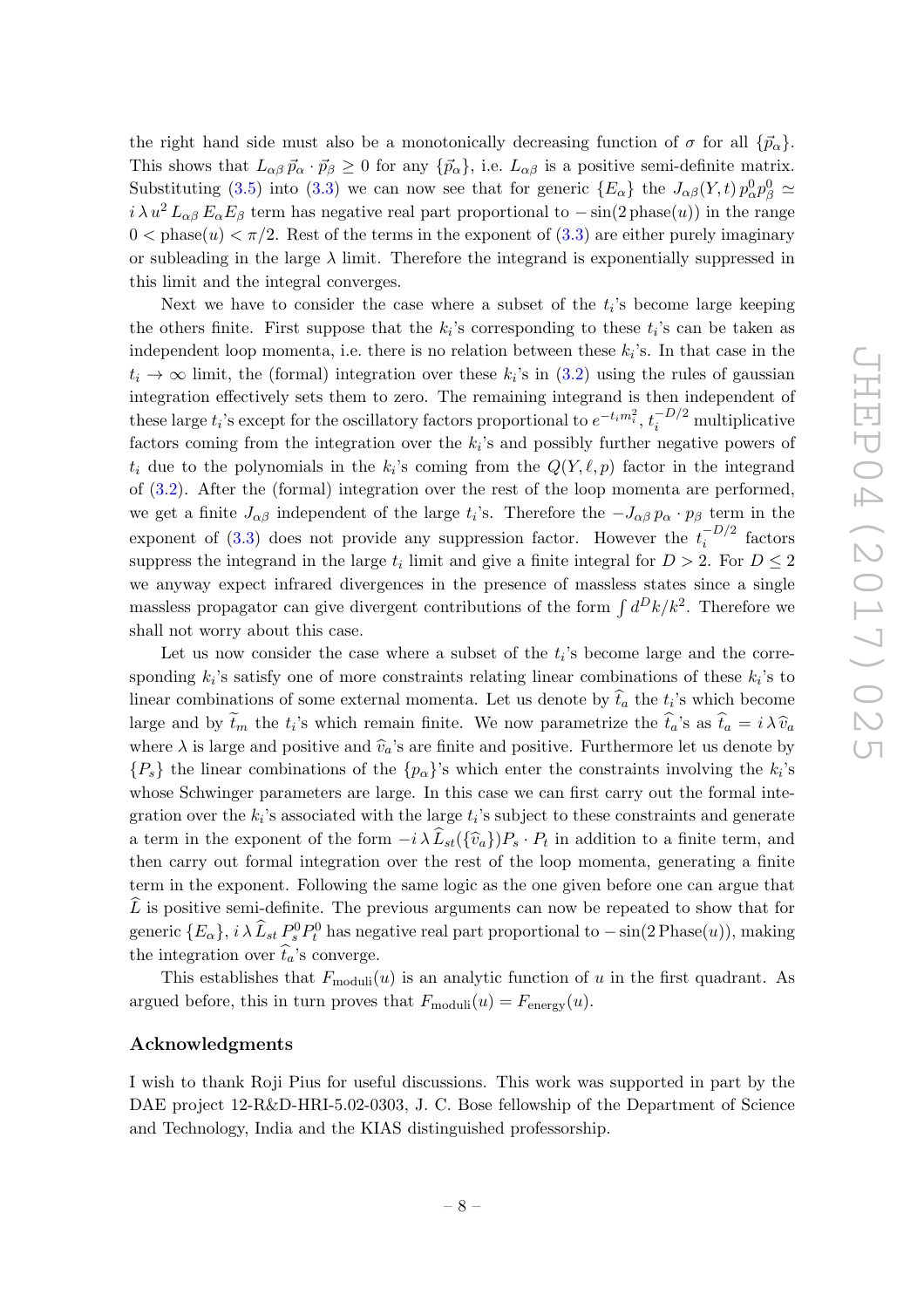the right hand side must also be a monotonically decreasing function of $\sigma$ for all $\{\vec{p}_\alpha\}$. This shows that $L_{\alpha\beta}\,\vec{p}_\alpha \cdot \vec{p}_\beta \geq 0$ for any $\{\vec{p}_\alpha\}$, i.e. $L_{\alpha\beta}$ is a positive semi-definite matrix. Substituting (3.5) into (3.3) we can now see that for generic $\{E_\alpha\}$ the $J_{\alpha\beta}(Y,t)\,p^0_\alpha p^0_\beta \simeq i\,\lambda\,u^2\,L_{\alpha\beta}\,E_\alpha E_\beta$ term has negative real part proportional to $-\sin(2\,\text{phase}(u))$ in the range $0 < \text{phase}(u) < \pi/2$. Rest of the terms in the exponent of (3.3) are either purely imaginary or subleading in the large $\lambda$ limit. Therefore the integrand is exponentially suppressed in this limit and the integral converges.

Next we have to consider the case where a subset of the $t_i$'s become large keeping the others finite. First suppose that the $k_i$'s corresponding to these $t_i$'s can be taken as independent loop momenta, i.e. there is no relation between these $k_i$'s. In that case in the $t_i \to \infty$ limit, the (formal) integration over these $k_i$'s in (3.2) using the rules of gaussian integration effectively sets them to zero. The remaining integrand is then independent of these large $t_i$'s except for the oscillatory factors proportional to $e^{-t_i m_i^2}$, $t_i^{-D/2}$ multiplicative factors coming from the integration over the $k_i$'s and possibly further negative powers of $t_i$ due to the polynomials in the $k_i$'s coming from the $Q(Y,\ell,p)$ factor in the integrand of (3.2). After the (formal) integration over the rest of the loop momenta are performed, we get a finite $J_{\alpha\beta}$ independent of the large $t_i$'s. Therefore the $-J_{\alpha\beta}\,p_\alpha \cdot p_\beta$ term in the exponent of (3.3) does not provide any suppression factor. However the $t_i^{-D/2}$ factors suppress the integrand in the large $t_i$ limit and give a finite integral for $D > 2$. For $D \leq 2$ we anyway expect infrared divergences in the presence of massless states since a single massless propagator can give divergent contributions of the form $\int d^D k/k^2$. Therefore we shall not worry about this case.

Let us now consider the case where a subset of the $t_i$'s become large and the corresponding $k_i$'s satisfy one of more constraints relating linear combinations of these $k_i$'s to linear combinations of some external momenta. Let us denote by $\widehat{t}_a$ the $t_i$'s which become large and by $\widetilde{t}_m$ the $t_i$'s which remain finite. We now parametrize the $\widehat{t}_a$'s as $\widehat{t}_a = i\,\lambda\,\widehat{v}_a$ where $\lambda$ is large and positive and $\widehat{v}_a$'s are finite and positive. Furthermore let us denote by $\{P_s\}$ the linear combinations of the $\{p_\alpha\}$'s which enter the constraints involving the $k_i$'s whose Schwinger parameters are large. In this case we can first carry out the formal integration over the $k_i$'s associated with the large $t_i$'s subject to these constraints and generate a term in the exponent of the form $-i\,\lambda\,\widehat{L}_{st}(\{\widehat{v}_a\})P_s \cdot P_t$ in addition to a finite term, and then carry out formal integration over the rest of the loop momenta, generating a finite term in the exponent. Following the same logic as the one given before one can argue that $\widehat{L}$ is positive semi-definite. The previous arguments can now be repeated to show that for generic $\{E_\alpha\}$, $i\,\lambda\,\widehat{L}_{st}\,P^0_s P^0_t$ has negative real part proportional to $-\sin(2\,\text{Phase}(u))$, making the integration over $\widehat{t}_a$'s converge.

This establishes that $F_{\text{moduli}}(u)$ is an analytic function of $u$ in the first quadrant. As argued before, this in turn proves that $F_{\text{moduli}}(u) = F_{\text{energy}}(u)$.

## Acknowledgments

I wish to thank Roji Pius for useful discussions. This work was supported in part by the DAE project 12-R&D-HRI-5.02-0303, J. C. Bose fellowship of the Department of Science and Technology, India and the KIAS distinguished professorship.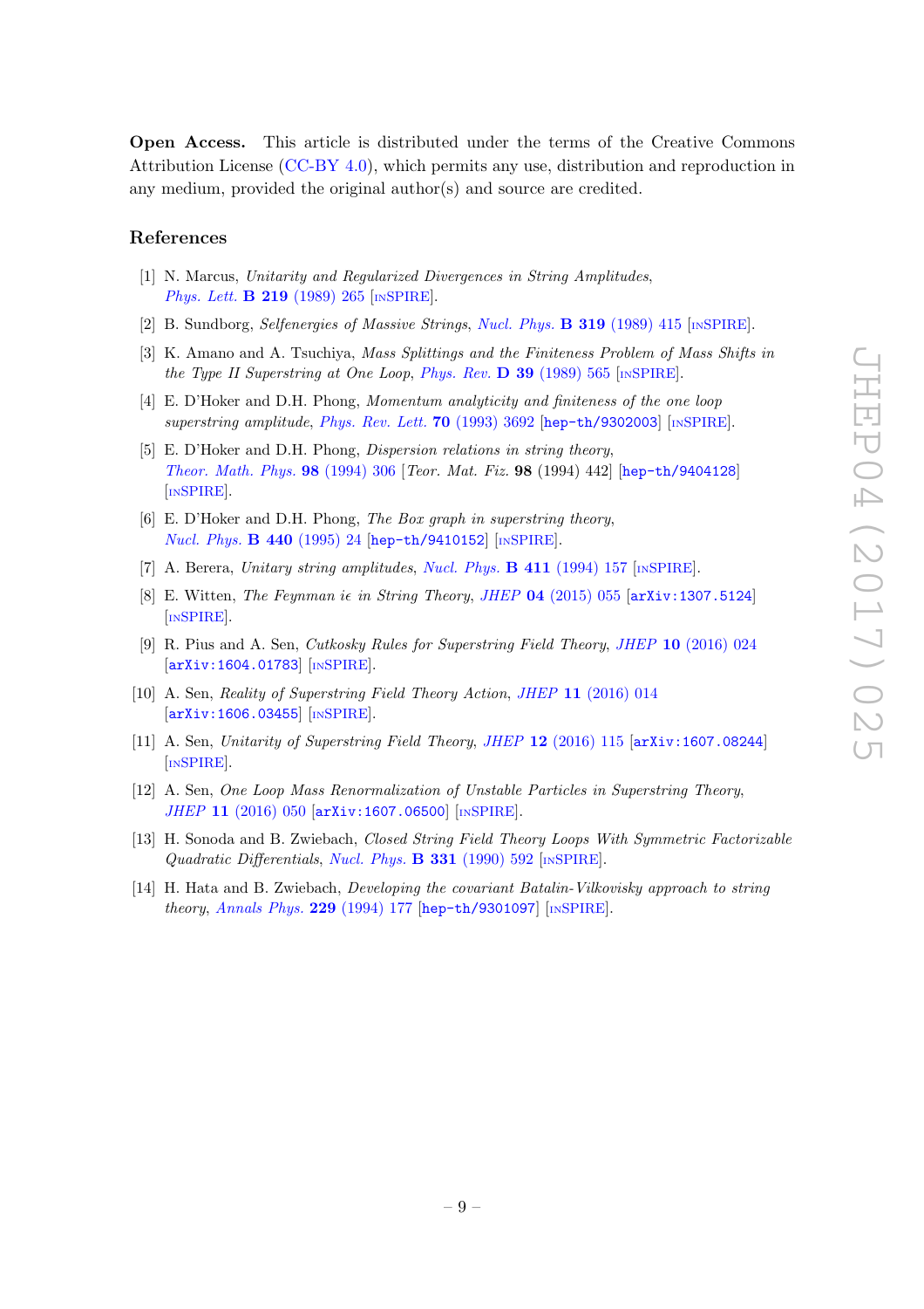**Open Access.** This article is distributed under the terms of the Creative Commons Attribution License (CC-BY 4.0), which permits any use, distribution and reproduction in any medium, provided the original author(s) and source are credited.

## References

[1] N. Marcus, *Unitarity and Regularized Divergences in String Amplitudes*, Phys. Lett. **B 219** (1989) 265 [INSPIRE].

[2] B. Sundborg, *Selfenergies of Massive Strings*, Nucl. Phys. **B 319** (1989) 415 [INSPIRE].

[3] K. Amano and A. Tsuchiya, *Mass Splittings and the Finiteness Problem of Mass Shifts in the Type II Superstring at One Loop*, Phys. Rev. **D 39** (1989) 565 [INSPIRE].

[4] E. D'Hoker and D.H. Phong, *Momentum analyticity and finiteness of the one loop superstring amplitude*, Phys. Rev. Lett. **70** (1993) 3692 [hep-th/9302003] [INSPIRE].

[5] E. D'Hoker and D.H. Phong, *Dispersion relations in string theory*, Theor. Math. Phys. **98** (1994) 306 [Teor. Mat. Fiz. **98** (1994) 442] [hep-th/9404128] [INSPIRE].

[6] E. D'Hoker and D.H. Phong, *The Box graph in superstring theory*, Nucl. Phys. **B 440** (1995) 24 [hep-th/9410152] [INSPIRE].

[7] A. Berera, *Unitary string amplitudes*, Nucl. Phys. **B 411** (1994) 157 [INSPIRE].

[8] E. Witten, *The Feynman $i\epsilon$ in String Theory*, JHEP **04** (2015) 055 [arXiv:1307.5124] [INSPIRE].

[9] R. Pius and A. Sen, *Cutkosky Rules for Superstring Field Theory*, JHEP **10** (2016) 024 [arXiv:1604.01783] [INSPIRE].

[10] A. Sen, *Reality of Superstring Field Theory Action*, JHEP **11** (2016) 014 [arXiv:1606.03455] [INSPIRE].

[11] A. Sen, *Unitarity of Superstring Field Theory*, JHEP **12** (2016) 115 [arXiv:1607.08244] [INSPIRE].

[12] A. Sen, *One Loop Mass Renormalization of Unstable Particles in Superstring Theory*, JHEP **11** (2016) 050 [arXiv:1607.06500] [INSPIRE].

[13] H. Sonoda and B. Zwiebach, *Closed String Field Theory Loops With Symmetric Factorizable Quadratic Differentials*, Nucl. Phys. **B 331** (1990) 592 [INSPIRE].

[14] H. Hata and B. Zwiebach, *Developing the covariant Batalin-Vilkovisky approach to string theory*, Annals Phys. **229** (1994) 177 [hep-th/9301097] [INSPIRE].